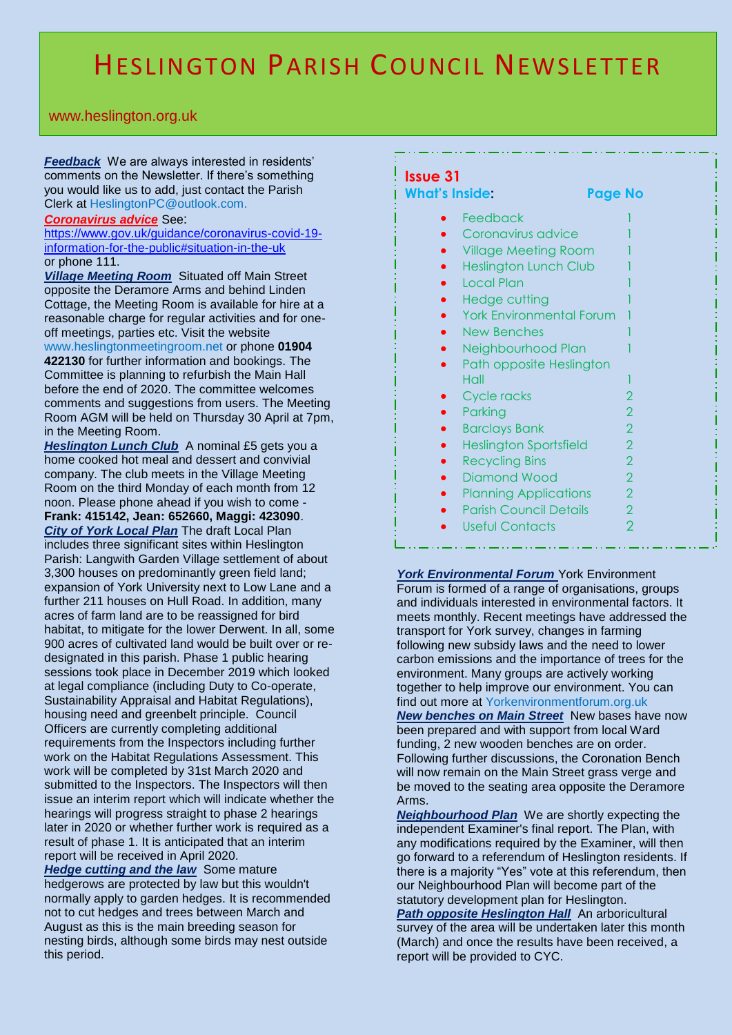# HESLINGTON PARISH COUNCIL NEWSLETTER

www.heslington.org.uk

**Issue 31**

**What's Inside:** **Page No**

| What's Inside | Page No |
| --- | --- |
| Feedback | 1 |
| Coronavirus advice | 1 |
| Village Meeting Room | 1 |
| Heslington Lunch Club | 1 |
| Local Plan | 1 |
| Hedge cutting | 1 |
| York Environmental Forum | 1 |
| New Benches | 1 |
| Neighbourhood Plan | 1 |
| Path opposite Heslington Hall | 1 |
| Cycle racks | 2 |
| Parking | 2 |
| Barclays Bank | 2 |
| Heslington Sportsfield | 2 |
| Recycling Bins | 2 |
| Diamond Wood | 2 |
| Planning Applications | 2 |
| Parish Council Details | 2 |
| Useful Contacts | 2 |

***Feedback*** We are always interested in residents' comments on the Newsletter. If there's something you would like us to add, just contact the Parish Clerk at HeslingtonPC@outlook.com.

***Coronavirus advice*** See: https://www.gov.uk/guidance/coronavirus-covid-19-information-for-the-public#situation-in-the-uk or phone 111.

***Village Meeting Room*** Situated off Main Street opposite the Deramore Arms and behind Linden Cottage, the Meeting Room is available for hire at a reasonable charge for regular activities and for one-off meetings, parties etc. Visit the website www.heslingtonmeetingroom.net or phone **01904 422130** for further information and bookings. The Committee is planning to refurbish the Main Hall before the end of 2020. The committee welcomes comments and suggestions from users. The Meeting Room AGM will be held on Thursday 30 April at 7pm, in the Meeting Room.

***Heslington Lunch Club*** A nominal £5 gets you a home cooked hot meal and dessert and convivial company. The club meets in the Village Meeting Room on the third Monday of each month from 12 noon. Please phone ahead if you wish to come - **Frank: 415142, Jean: 652660, Maggi: 423090**.

***City of York Local Plan*** The draft Local Plan includes three significant sites within Heslington Parish: Langwith Garden Village settlement of about 3,300 houses on predominantly green field land; expansion of York University next to Low Lane and a further 211 houses on Hull Road. In addition, many acres of farm land are to be reassigned for bird habitat, to mitigate for the lower Derwent. In all, some 900 acres of cultivated land would be built over or re-designated in this parish. Phase 1 public hearing sessions took place in December 2019 which looked at legal compliance (including Duty to Co-operate, Sustainability Appraisal and Habitat Regulations), housing need and greenbelt principle. Council Officers are currently completing additional requirements from the Inspectors including further work on the Habitat Regulations Assessment. This work will be completed by 31st March 2020 and submitted to the Inspectors. The Inspectors will then issue an interim report which will indicate whether the hearings will progress straight to phase 2 hearings later in 2020 or whether further work is required as a result of phase 1. It is anticipated that an interim report will be received in April 2020.

***Hedge cutting and the law*** Some mature hedgerows are protected by law but this wouldn't normally apply to garden hedges. It is recommended not to cut hedges and trees between March and August as this is the main breeding season for nesting birds, although some birds may nest outside this period.

***York Environmental Forum*** York Environment Forum is formed of a range of organisations, groups and individuals interested in environmental factors. It meets monthly. Recent meetings have addressed the transport for York survey, changes in farming following new subsidy laws and the need to lower carbon emissions and the importance of trees for the environment. Many groups are actively working together to help improve our environment. You can find out more at Yorkenvironmentforum.org.uk

***New benches on Main Street*** New bases have now been prepared and with support from local Ward funding, 2 new wooden benches are on order. Following further discussions, the Coronation Bench will now remain on the Main Street grass verge and be moved to the seating area opposite the Deramore Arms.

***Neighbourhood Plan*** We are shortly expecting the independent Examiner's final report. The Plan, with any modifications required by the Examiner, will then go forward to a referendum of Heslington residents. If there is a majority "Yes" vote at this referendum, then our Neighbourhood Plan will become part of the statutory development plan for Heslington.

***Path opposite Heslington Hall*** An arboricultural survey of the area will be undertaken later this month (March) and once the results have been received, a report will be provided to CYC.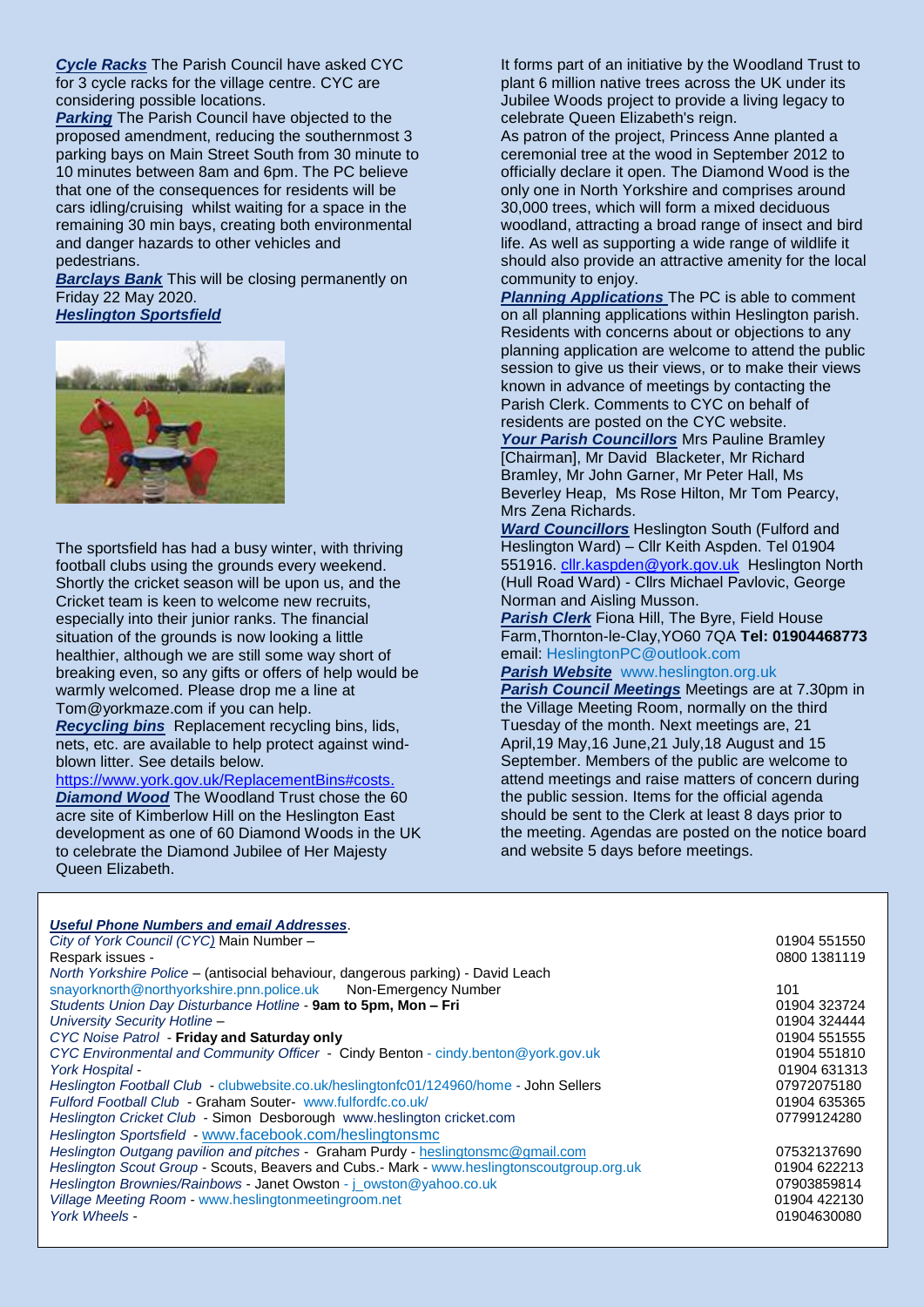***Cycle Racks*** The Parish Council have asked CYC for 3 cycle racks for the village centre. CYC are considering possible locations.

***Parking*** The Parish Council have objected to the proposed amendment, reducing the southernmost 3 parking bays on Main Street South from 30 minute to 10 minutes between 8am and 6pm. The PC believe that one of the consequences for residents will be cars idling/cruising whilst waiting for a space in the remaining 30 min bays, creating both environmental and danger hazards to other vehicles and pedestrians.

***Barclays Bank*** This will be closing permanently on Friday 22 May 2020.

***Heslington Sportsfield***

The sportsfield has had a busy winter, with thriving football clubs using the grounds every weekend. Shortly the cricket season will be upon us, and the Cricket team is keen to welcome new recruits, especially into their junior ranks. The financial situation of the grounds is now looking a little healthier, although we are still some way short of breaking even, so any gifts or offers of help would be warmly welcomed. Please drop me a line at Tom@yorkmaze.com if you can help.

***Recycling bins*** Replacement recycling bins, lids, nets, etc. are available to help protect against wind-blown litter. See details below.
https://www.york.gov.uk/ReplacementBins#costs.

***Diamond Wood*** The Woodland Trust chose the 60 acre site of Kimberlow Hill on the Heslington East development as one of 60 Diamond Woods in the UK to celebrate the Diamond Jubilee of Her Majesty Queen Elizabeth.

It forms part of an initiative by the Woodland Trust to plant 6 million native trees across the UK under its Jubilee Woods project to provide a living legacy to celebrate Queen Elizabeth's reign.

As patron of the project, Princess Anne planted a ceremonial tree at the wood in September 2012 to officially declare it open. The Diamond Wood is the only one in North Yorkshire and comprises around 30,000 trees, which will form a mixed deciduous woodland, attracting a broad range of insect and bird life. As well as supporting a wide range of wildlife it should also provide an attractive amenity for the local community to enjoy.

***Planning Applications*** The PC is able to comment on all planning applications within Heslington parish. Residents with concerns about or objections to any planning application are welcome to attend the public session to give us their views, or to make their views known in advance of meetings by contacting the Parish Clerk. Comments to CYC on behalf of residents are posted on the CYC website.

***Your Parish Councillors*** Mrs Pauline Bramley [Chairman], Mr David Blacketer, Mr Richard Bramley, Mr John Garner, Mr Peter Hall, Ms Beverley Heap, Ms Rose Hilton, Mr Tom Pearcy, Mrs Zena Richards.

***Ward Councillors*** Heslington South (Fulford and Heslington Ward) – Cllr Keith Aspden. Tel 01904 551916. cllr.kaspden@york.gov.uk Heslington North (Hull Road Ward) - Cllrs Michael Pavlovic, George Norman and Aisling Musson.

***Parish Clerk*** Fiona Hill, The Byre, Field House Farm,Thornton-le-Clay,YO60 7QA **Tel: 01904468773** email: HeslingtonPC@outlook.com

***Parish Website*** www.heslington.org.uk

***Parish Council Meetings*** Meetings are at 7.30pm in the Village Meeting Room, normally on the third Tuesday of the month. Next meetings are, 21 April,19 May,16 June,21 July,18 August and 15 September. Members of the public are welcome to attend meetings and raise matters of concern during the public session. Items for the official agenda should be sent to the Clerk at least 8 days prior to the meeting. Agendas are posted on the notice board and website 5 days before meetings.

***Useful Phone Numbers and email Addresses***.

| | |
|---|---|
| *City of York Council (CYC)* Main Number – | 01904 551550 |
| Respark issues - | 0800 1381119 |
| *North Yorkshire Police* – (antisocial behaviour, dangerous parking) - David Leach | |
| snayorknorth@northyorkshire.pnn.police.uk Non-Emergency Number | 101 |
| *Students Union Day Disturbance Hotline* - **9am to 5pm, Mon – Fri** | 01904 323724 |
| *University Security Hotline* – | 01904 324444 |
| *CYC Noise Patrol* - **Friday and Saturday only** | 01904 551555 |
| *CYC Environmental and Community Officer* - Cindy Benton - cindy.benton@york.gov.uk | 01904 551810 |
| *York Hospital* - | 01904 631313 |
| *Heslington Football Club* - clubwebsite.co.uk/heslingtonfc01/124960/home - John Sellers | 07972075180 |
| *Fulford Football Club* - Graham Souter- www.fulfordfc.co.uk/ | 01904 635365 |
| *Heslington Cricket Club* - Simon Desborough www.heslington cricket.com | 07799124280 |
| *Heslington Sportsfield* - www.facebook.com/heslingtonsmc | |
| *Heslington Outgang pavilion and pitches* - Graham Purdy - heslingtonsmc@gmail.com | 07532137690 |
| *Heslington Scout Group* - Scouts, Beavers and Cubs.- Mark - www.heslingtonscoutgroup.org.uk | 01904 622213 |
| *Heslington Brownies/Rainbows* - Janet Owston - j_owston@yahoo.co.uk | 07903859814 |
| *Village Meeting Room* - www.heslingtonmeetingroom.net | 01904 422130 |
| *York Wheels* - | 01904630080 |